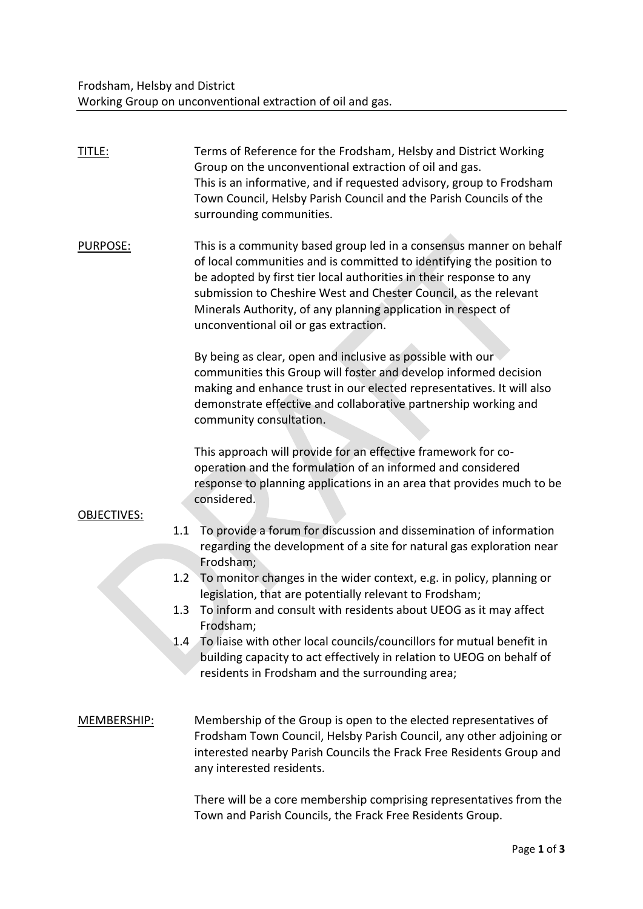Frodsham, Helsby and District
Working Group on unconventional extraction of oil and gas.

---

**TITLE:** Terms of Reference for the Frodsham, Helsby and District Working Group on the unconventional extraction of oil and gas.
This is an informative, and if requested advisory, group to Frodsham Town Council, Helsby Parish Council and the Parish Councils of the surrounding communities.

**PURPOSE:** This is a community based group led in a consensus manner on behalf of local communities and is committed to identifying the position to be adopted by first tier local authorities in their response to any submission to Cheshire West and Chester Council, as the relevant Minerals Authority, of any planning application in respect of unconventional oil or gas extraction.

By being as clear, open and inclusive as possible with our communities this Group will foster and develop informed decision making and enhance trust in our elected representatives. It will also demonstrate effective and collaborative partnership working and community consultation.

This approach will provide for an effective framework for co-operation and the formulation of an informed and considered response to planning applications in an area that provides much to be considered.

**OBJECTIVES:**

1.1 To provide a forum for discussion and dissemination of information regarding the development of a site for natural gas exploration near Frodsham;
1.2 To monitor changes in the wider context, e.g. in policy, planning or legislation, that are potentially relevant to Frodsham;
1.3 To inform and consult with residents about UEOG as it may affect Frodsham;
1.4 To liaise with other local councils/councillors for mutual benefit in building capacity to act effectively in relation to UEOG on behalf of residents in Frodsham and the surrounding area;

**MEMBERSHIP:** Membership of the Group is open to the elected representatives of Frodsham Town Council, Helsby Parish Council, any other adjoining or interested nearby Parish Councils the Frack Free Residents Group and any interested residents.

There will be a core membership comprising representatives from the Town and Parish Councils, the Frack Free Residents Group.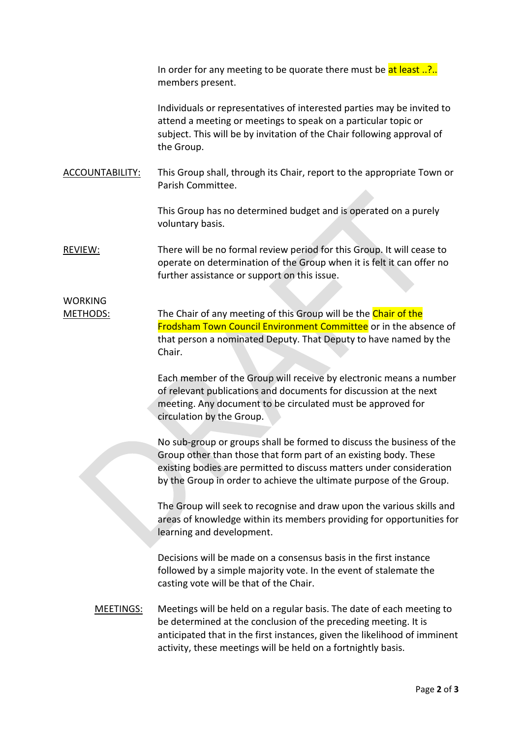In order for any meeting to be quorate there must be at least ..?.. members present.

Individuals or representatives of interested parties may be invited to attend a meeting or meetings to speak on a particular topic or subject. This will be by invitation of the Chair following approval of the Group.

**ACCOUNTABILITY:** This Group shall, through its Chair, report to the appropriate Town or Parish Committee.

This Group has no determined budget and is operated on a purely voluntary basis.

**REVIEW:** There will be no formal review period for this Group. It will cease to operate on determination of the Group when it is felt it can offer no further assistance or support on this issue.

**WORKING METHODS:** The Chair of any meeting of this Group will be the Chair of the Frodsham Town Council Environment Committee or in the absence of that person a nominated Deputy. That Deputy to have named by the Chair.

Each member of the Group will receive by electronic means a number of relevant publications and documents for discussion at the next meeting. Any document to be circulated must be approved for circulation by the Group.

No sub-group or groups shall be formed to discuss the business of the Group other than those that form part of an existing body. These existing bodies are permitted to discuss matters under consideration by the Group in order to achieve the ultimate purpose of the Group.

The Group will seek to recognise and draw upon the various skills and areas of knowledge within its members providing for opportunities for learning and development.

Decisions will be made on a consensus basis in the first instance followed by a simple majority vote. In the event of stalemate the casting vote will be that of the Chair.

**MEETINGS:** Meetings will be held on a regular basis. The date of each meeting to be determined at the conclusion of the preceding meeting. It is anticipated that in the first instances, given the likelihood of imminent activity, these meetings will be held on a fortnightly basis.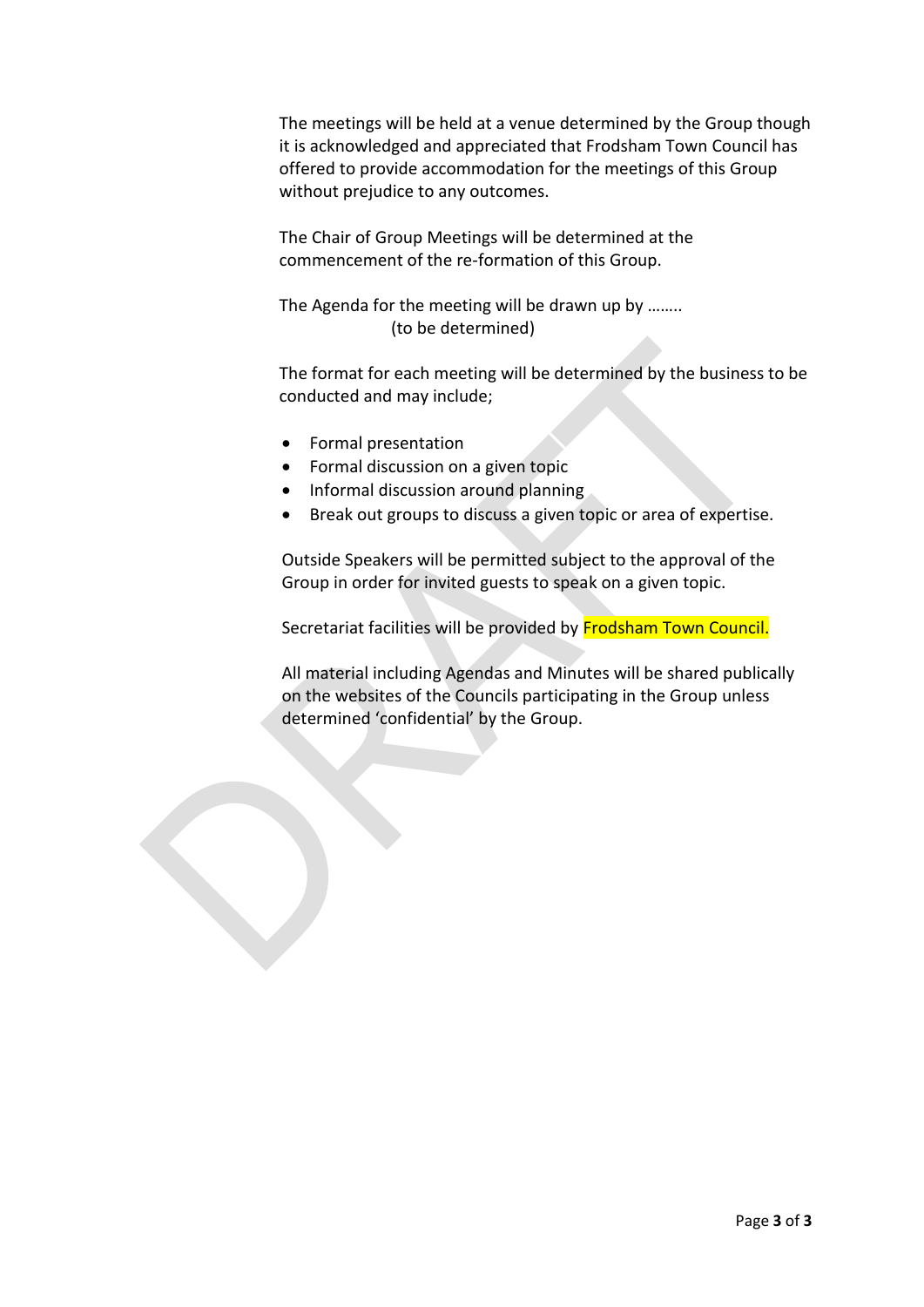The meetings will be held at a venue determined by the Group though it is acknowledged and appreciated that Frodsham Town Council has offered to provide accommodation for the meetings of this Group without prejudice to any outcomes.

The Chair of Group Meetings will be determined at the commencement of the re-formation of this Group.

The Agenda for the meeting will be drawn up by ……..
(to be determined)

The format for each meeting will be determined by the business to be conducted and may include;

- Formal presentation
- Formal discussion on a given topic
- Informal discussion around planning
- Break out groups to discuss a given topic or area of expertise.

Outside Speakers will be permitted subject to the approval of the Group in order for invited guests to speak on a given topic.

Secretariat facilities will be provided by Frodsham Town Council.

All material including Agendas and Minutes will be shared publically on the websites of the Councils participating in the Group unless determined 'confidential' by the Group.